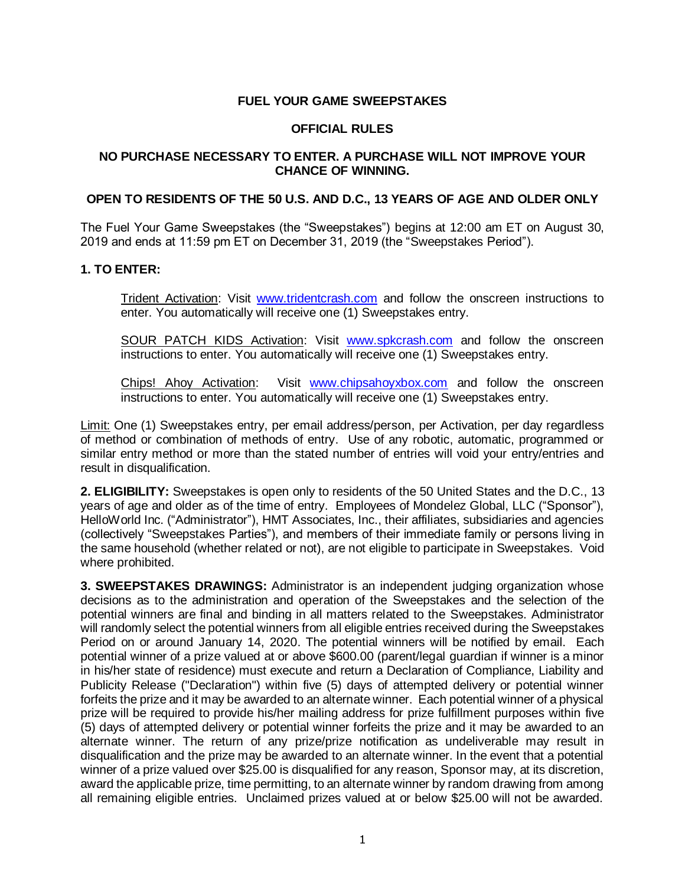# FUEL YOUR GAME SWEEPSTAKES

## OFFICIAL RULES

**NO PURCHASE NECESSARY TO ENTER. A PURCHASE WILL NOT IMPROVE YOUR CHANCE OF WINNING.**

**OPEN TO RESIDENTS OF THE 50 U.S. AND D.C., 13 YEARS OF AGE AND OLDER ONLY**

The Fuel Your Game Sweepstakes (the "Sweepstakes") begins at 12:00 am ET on August 30, 2019 and ends at 11:59 pm ET on December 31, 2019 (the "Sweepstakes Period").

**1. TO ENTER:**

Trident Activation: Visit www.tridentcrash.com and follow the onscreen instructions to enter. You automatically will receive one (1) Sweepstakes entry.

SOUR PATCH KIDS Activation: Visit www.spkcrash.com and follow the onscreen instructions to enter. You automatically will receive one (1) Sweepstakes entry.

Chips! Ahoy Activation: Visit www.chipsahoyxbox.com and follow the onscreen instructions to enter. You automatically will receive one (1) Sweepstakes entry.

Limit: One (1) Sweepstakes entry, per email address/person, per Activation, per day regardless of method or combination of methods of entry. Use of any robotic, automatic, programmed or similar entry method or more than the stated number of entries will void your entry/entries and result in disqualification.

**2. ELIGIBILITY:** Sweepstakes is open only to residents of the 50 United States and the D.C., 13 years of age and older as of the time of entry. Employees of Mondelez Global, LLC ("Sponsor"), HelloWorld Inc. ("Administrator"), HMT Associates, Inc., their affiliates, subsidiaries and agencies (collectively "Sweepstakes Parties"), and members of their immediate family or persons living in the same household (whether related or not), are not eligible to participate in Sweepstakes. Void where prohibited.

**3. SWEEPSTAKES DRAWINGS:** Administrator is an independent judging organization whose decisions as to the administration and operation of the Sweepstakes and the selection of the potential winners are final and binding in all matters related to the Sweepstakes. Administrator will randomly select the potential winners from all eligible entries received during the Sweepstakes Period on or around January 14, 2020. The potential winners will be notified by email. Each potential winner of a prize valued at or above $600.00 (parent/legal guardian if winner is a minor in his/her state of residence) must execute and return a Declaration of Compliance, Liability and Publicity Release ("Declaration") within five (5) days of attempted delivery or potential winner forfeits the prize and it may be awarded to an alternate winner. Each potential winner of a physical prize will be required to provide his/her mailing address for prize fulfillment purposes within five (5) days of attempted delivery or potential winner forfeits the prize and it may be awarded to an alternate winner. The return of any prize/prize notification as undeliverable may result in disqualification and the prize may be awarded to an alternate winner. In the event that a potential winner of a prize valued over $25.00 is disqualified for any reason, Sponsor may, at its discretion, award the applicable prize, time permitting, to an alternate winner by random drawing from among all remaining eligible entries. Unclaimed prizes valued at or below $25.00 will not be awarded.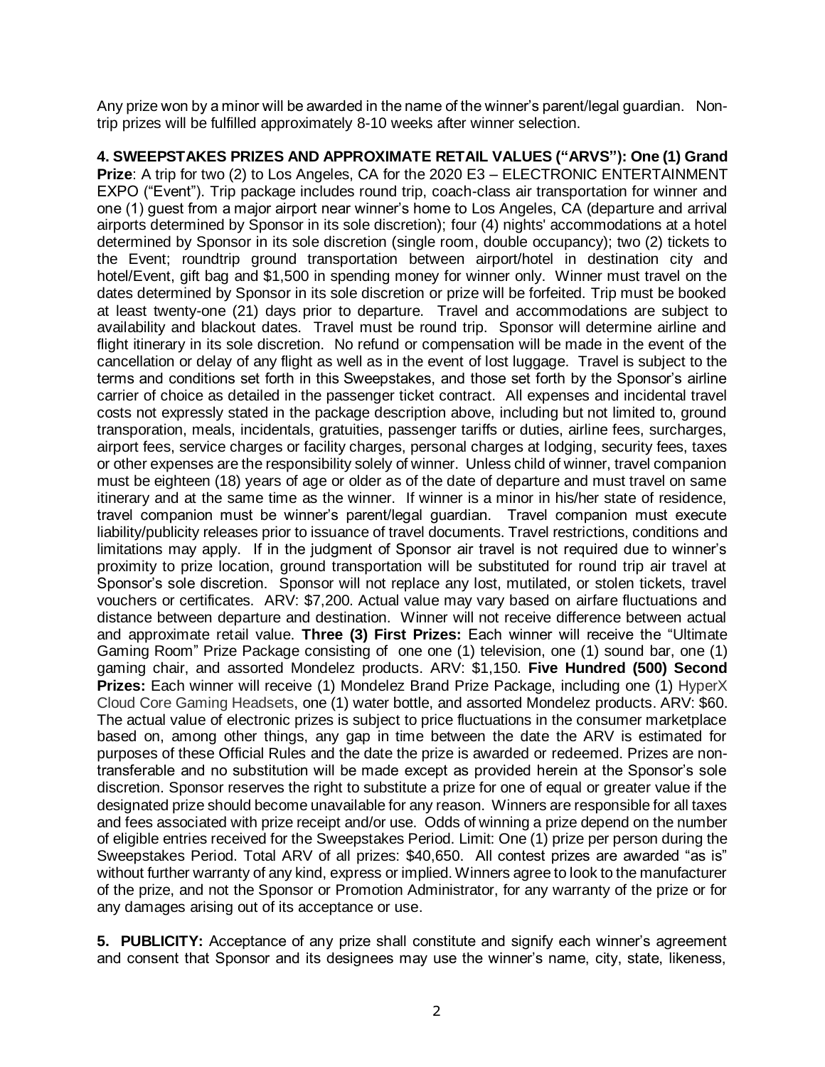Any prize won by a minor will be awarded in the name of the winner's parent/legal guardian. Non-trip prizes will be fulfilled approximately 8-10 weeks after winner selection.

**4. SWEEPSTAKES PRIZES AND APPROXIMATE RETAIL VALUES ("ARVS"): One (1) Grand Prize**: A trip for two (2) to Los Angeles, CA for the 2020 E3 – ELECTRONIC ENTERTAINMENT EXPO ("Event"). Trip package includes round trip, coach-class air transportation for winner and one (1) guest from a major airport near winner's home to Los Angeles, CA (departure and arrival airports determined by Sponsor in its sole discretion); four (4) nights' accommodations at a hotel determined by Sponsor in its sole discretion (single room, double occupancy); two (2) tickets to the Event; roundtrip ground transportation between airport/hotel in destination city and hotel/Event, gift bag and $1,500 in spending money for winner only. Winner must travel on the dates determined by Sponsor in its sole discretion or prize will be forfeited. Trip must be booked at least twenty-one (21) days prior to departure. Travel and accommodations are subject to availability and blackout dates. Travel must be round trip. Sponsor will determine airline and flight itinerary in its sole discretion. No refund or compensation will be made in the event of the cancellation or delay of any flight as well as in the event of lost luggage. Travel is subject to the terms and conditions set forth in this Sweepstakes, and those set forth by the Sponsor's airline carrier of choice as detailed in the passenger ticket contract. All expenses and incidental travel costs not expressly stated in the package description above, including but not limited to, ground transporation, meals, incidentals, gratuities, passenger tariffs or duties, airline fees, surcharges, airport fees, service charges or facility charges, personal charges at lodging, security fees, taxes or other expenses are the responsibility solely of winner. Unless child of winner, travel companion must be eighteen (18) years of age or older as of the date of departure and must travel on same itinerary and at the same time as the winner. If winner is a minor in his/her state of residence, travel companion must be winner's parent/legal guardian. Travel companion must execute liability/publicity releases prior to issuance of travel documents. Travel restrictions, conditions and limitations may apply. If in the judgment of Sponsor air travel is not required due to winner's proximity to prize location, ground transportation will be substituted for round trip air travel at Sponsor's sole discretion. Sponsor will not replace any lost, mutilated, or stolen tickets, travel vouchers or certificates. ARV: $7,200. Actual value may vary based on airfare fluctuations and distance between departure and destination. Winner will not receive difference between actual and approximate retail value. **Three (3) First Prizes:** Each winner will receive the "Ultimate Gaming Room" Prize Package consisting of one one (1) television, one (1) sound bar, one (1) gaming chair, and assorted Mondelez products. ARV: $1,150. **Five Hundred (500) Second Prizes:** Each winner will receive (1) Mondelez Brand Prize Package, including one (1) HyperX Cloud Core Gaming Headsets, one (1) water bottle, and assorted Mondelez products. ARV: $60. The actual value of electronic prizes is subject to price fluctuations in the consumer marketplace based on, among other things, any gap in time between the date the ARV is estimated for purposes of these Official Rules and the date the prize is awarded or redeemed. Prizes are non-transferable and no substitution will be made except as provided herein at the Sponsor's sole discretion. Sponsor reserves the right to substitute a prize for one of equal or greater value if the designated prize should become unavailable for any reason. Winners are responsible for all taxes and fees associated with prize receipt and/or use. Odds of winning a prize depend on the number of eligible entries received for the Sweepstakes Period. Limit: One (1) prize per person during the Sweepstakes Period. Total ARV of all prizes: $40,650. All contest prizes are awarded "as is" without further warranty of any kind, express or implied. Winners agree to look to the manufacturer of the prize, and not the Sponsor or Promotion Administrator, for any warranty of the prize or for any damages arising out of its acceptance or use.

**5. PUBLICITY:** Acceptance of any prize shall constitute and signify each winner's agreement and consent that Sponsor and its designees may use the winner's name, city, state, likeness,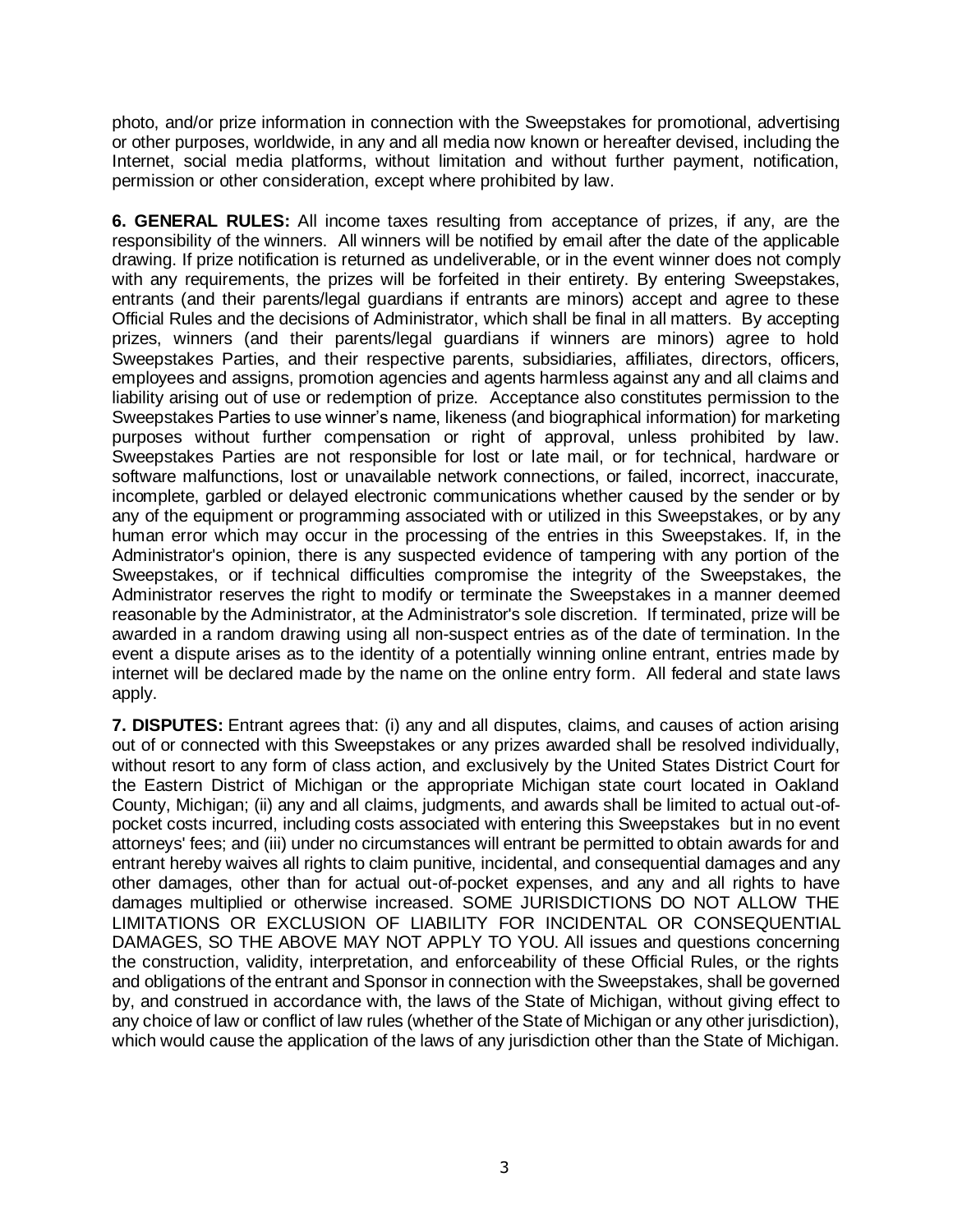photo, and/or prize information in connection with the Sweepstakes for promotional, advertising or other purposes, worldwide, in any and all media now known or hereafter devised, including the Internet, social media platforms, without limitation and without further payment, notification, permission or other consideration, except where prohibited by law.

**6. GENERAL RULES:** All income taxes resulting from acceptance of prizes, if any, are the responsibility of the winners. All winners will be notified by email after the date of the applicable drawing. If prize notification is returned as undeliverable, or in the event winner does not comply with any requirements, the prizes will be forfeited in their entirety. By entering Sweepstakes, entrants (and their parents/legal guardians if entrants are minors) accept and agree to these Official Rules and the decisions of Administrator, which shall be final in all matters. By accepting prizes, winners (and their parents/legal guardians if winners are minors) agree to hold Sweepstakes Parties, and their respective parents, subsidiaries, affiliates, directors, officers, employees and assigns, promotion agencies and agents harmless against any and all claims and liability arising out of use or redemption of prize. Acceptance also constitutes permission to the Sweepstakes Parties to use winner's name, likeness (and biographical information) for marketing purposes without further compensation or right of approval, unless prohibited by law. Sweepstakes Parties are not responsible for lost or late mail, or for technical, hardware or software malfunctions, lost or unavailable network connections, or failed, incorrect, inaccurate, incomplete, garbled or delayed electronic communications whether caused by the sender or by any of the equipment or programming associated with or utilized in this Sweepstakes, or by any human error which may occur in the processing of the entries in this Sweepstakes. If, in the Administrator's opinion, there is any suspected evidence of tampering with any portion of the Sweepstakes, or if technical difficulties compromise the integrity of the Sweepstakes, the Administrator reserves the right to modify or terminate the Sweepstakes in a manner deemed reasonable by the Administrator, at the Administrator's sole discretion. If terminated, prize will be awarded in a random drawing using all non-suspect entries as of the date of termination. In the event a dispute arises as to the identity of a potentially winning online entrant, entries made by internet will be declared made by the name on the online entry form. All federal and state laws apply.

**7. DISPUTES:** Entrant agrees that: (i) any and all disputes, claims, and causes of action arising out of or connected with this Sweepstakes or any prizes awarded shall be resolved individually, without resort to any form of class action, and exclusively by the United States District Court for the Eastern District of Michigan or the appropriate Michigan state court located in Oakland County, Michigan; (ii) any and all claims, judgments, and awards shall be limited to actual out-of-pocket costs incurred, including costs associated with entering this Sweepstakes but in no event attorneys' fees; and (iii) under no circumstances will entrant be permitted to obtain awards for and entrant hereby waives all rights to claim punitive, incidental, and consequential damages and any other damages, other than for actual out-of-pocket expenses, and any and all rights to have damages multiplied or otherwise increased. SOME JURISDICTIONS DO NOT ALLOW THE LIMITATIONS OR EXCLUSION OF LIABILITY FOR INCIDENTAL OR CONSEQUENTIAL DAMAGES, SO THE ABOVE MAY NOT APPLY TO YOU. All issues and questions concerning the construction, validity, interpretation, and enforceability of these Official Rules, or the rights and obligations of the entrant and Sponsor in connection with the Sweepstakes, shall be governed by, and construed in accordance with, the laws of the State of Michigan, without giving effect to any choice of law or conflict of law rules (whether of the State of Michigan or any other jurisdiction), which would cause the application of the laws of any jurisdiction other than the State of Michigan.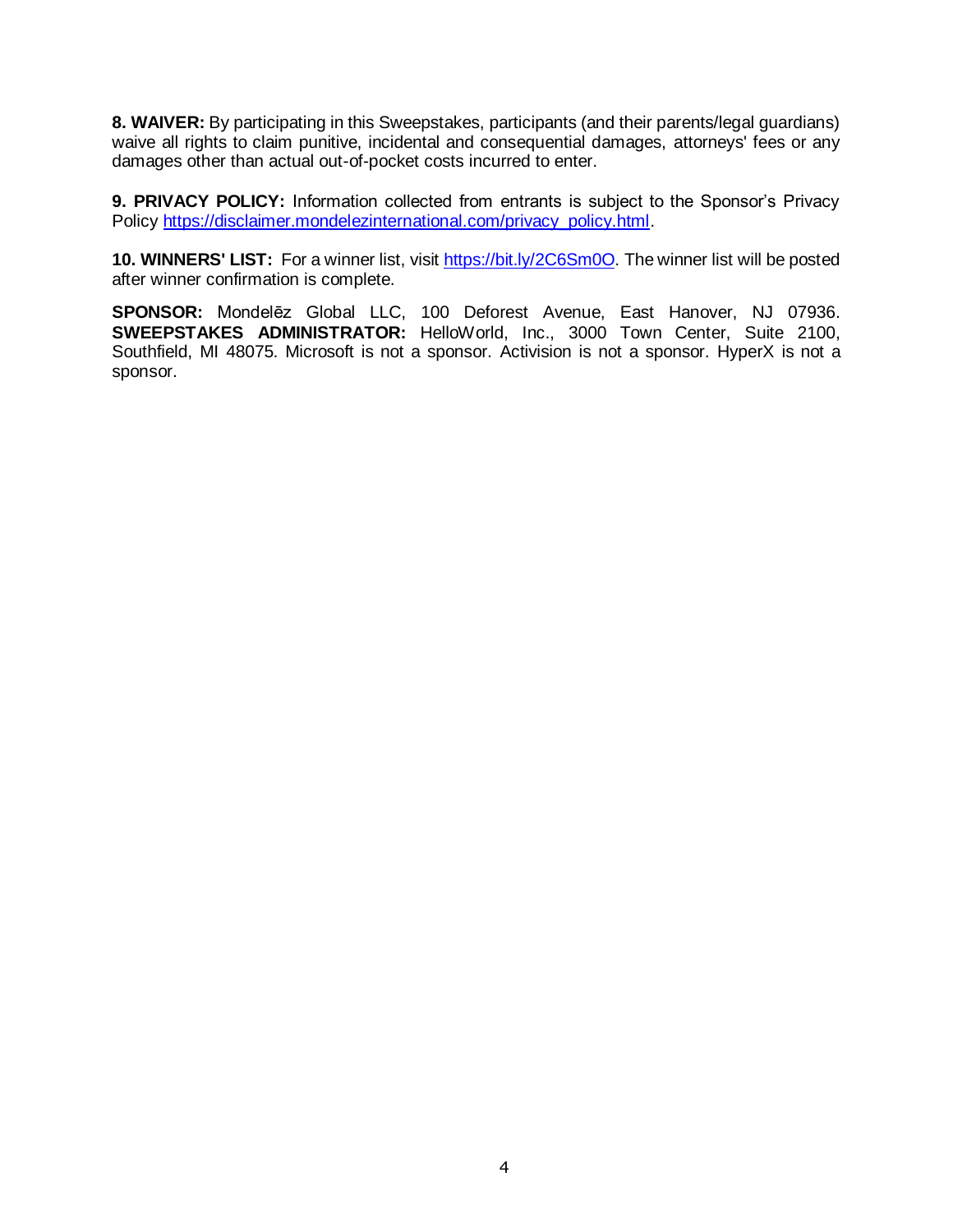**8. WAIVER:** By participating in this Sweepstakes, participants (and their parents/legal guardians) waive all rights to claim punitive, incidental and consequential damages, attorneys' fees or any damages other than actual out-of-pocket costs incurred to enter.

**9. PRIVACY POLICY:** Information collected from entrants is subject to the Sponsor's Privacy Policy [https://disclaimer.mondelezinternational.com/privacy_policy.html](https://disclaimer.mondelezinternational.com/privacy_policy.html).

**10. WINNERS' LIST:** For a winner list, visit [https://bit.ly/2C6Sm0O](https://bit.ly/2C6Sm0O). The winner list will be posted after winner confirmation is complete.

**SPONSOR:** Mondelēz Global LLC, 100 Deforest Avenue, East Hanover, NJ 07936. **SWEEPSTAKES ADMINISTRATOR:** HelloWorld, Inc., 3000 Town Center, Suite 2100, Southfield, MI 48075. Microsoft is not a sponsor. Activision is not a sponsor. HyperX is not a sponsor.